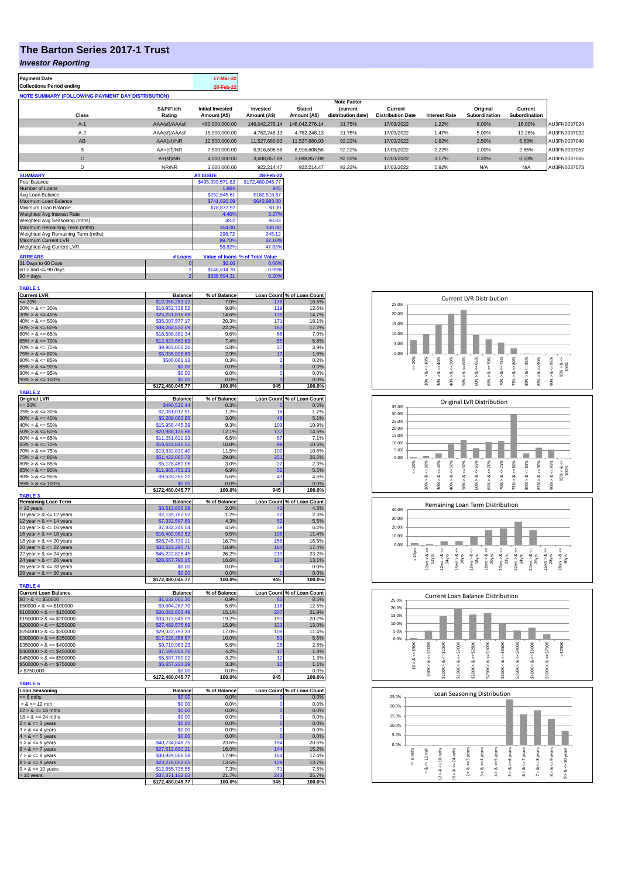# The Barton Series 2017-1 Trust

## *Investor Reporting*

| | |
|---|---|
| **Payment Date** | 17-Mar-22 |
| **Collections Period ending** | 28-Feb-22 |

**NOTE SUMMARY (FOLLOWING PAYMENT DAY DISTRIBUTION)**

| Class | S&P/Fitch Rating | Initial Invested Amount (A$) | Invested Amount (A$) | Stated Amount (A$) | Note Factor (current distribution date) | Current Distribution Date | Interest Rate | Original Subordination | Current Subordination | |
|---|---|---|---|---|---|---|---|---|---|---|
| A-1 | AAA(sf)/AAAsf | 460,000,000.00 | 146,042,276.14 | 146,042,276.14 | 31.75% | 17/03/2022 | 1.22% | 8.00% | 16.00% | AU3FN0037024 |
| A-2 | AAA(sf)/AAAsf | 15,000,000.00 | 4,762,248.13 | 4,762,248.13 | 31.75% | 17/03/2022 | 1.47% | 5.00% | 13.26% | AU3FN0037032 |
| AB | AAA(sf)/NR | 12,500,000.00 | 11,527,680.93 | 11,527,680.93 | 92.22% | 17/03/2022 | 1.82% | 2.50% | 6.63% | AU3FN0037040 |
| B | AA+(sf)/NR | 7,500,000.00 | 6,916,608.56 | 6,916,608.56 | 92.22% | 17/03/2022 | 2.22% | 1.00% | 2.65% | AU3FN0037057 |
| C | A+(sf)/NR | 4,000,000.00 | 3,688,857.89 | 3,688,857.89 | 92.22% | 17/03/2022 | 3.17% | 0.20% | 0.53% | AU3FN0037065 |
| D | NR/NR | 1,000,000.00 | 922,214.47 | 922,214.47 | 92.22% | 17/03/2022 | 5.92% | N/A | N/A | AU3FN0037073 |

| SUMMARY | AT ISSUE | 28-Feb-22 |
|---|---|---|
| Pool Balance | $495,999,571.62 | $172,480,045.77 |
| Number of Loans | 1,964 | 945 |
| Avg Loan Balance | $252,545.61 | $182,518.57 |
| Maximum Loan Balance | $741,620.09 | $643,983.00 |
| Minimum Loan Balance | $78,877.97 | $0.00 |
| Weighted Avg Interest Rate | 4.46% | 3.27% |
| Weighted Avg Seasoning (mths) | 43.2 | 98.83 |
| Maximum Remaining Term (mths) | 354.00 | 308.00 |
| Weighted Avg Remaining Term (mths) | 298.72 | 245.12 |
| Maximum Current LVR | 89.70% | 82.10% |
| Weighted Avg Current LVR | 58.82% | 47.83% |

| ARREARS | # Loans | Value of loans | % of Total Value |
|---|---|---|---|
| 31 Days to 60 Days | 0 | $0.00 | 0.00% |
| 60 > and <= 90 days | 1 | $148,614.70 | 0.09% |
| 90 > days | 2 | $338,594.31 | 0.20% |

**TABLE 1**

| Current LVR | Balance | % of Balance | Loan Count | % of Loan Count |
|---|---|---|---|---|
| <= 20% | $12,058,283.12 | 7.0% | 176 | 18.6% |
| 20% > & <= 30% | $16,952,728.52 | 9.8% | 119 | 12.6% |
| 30% > & <= 40% | $25,251,816.68 | 14.6% | 139 | 14.7% |
| 40% > & <= 50% | $35,007,577.17 | 20.3% | 171 | 18.1% |
| 50% > & <= 60% | $38,262,532.09 | 22.2% | 163 | 17.2% |
| 60% > & <= 65% | $16,598,381.34 | 9.6% | 66 | 7.0% |
| 65% > & <= 70% | $12,823,662.83 | 7.4% | 55 | 5.8% |
| 70% > & <= 75% | $9,983,056.20 | 5.8% | 37 | 3.9% |
| 75% > & <= 80% | $5,035,926.69 | 2.9% | 17 | 1.8% |
| 80% > & <= 85% | $506,081.13 | 0.3% | 2 | 0.2% |
| 85% > & <= 90% | $0.00 | 0.0% | 0 | 0.0% |
| 90% > & <= 95% | $0.00 | 0.0% | 0 | 0.0% |
| 95% > & <= 100% | $0.00 | 0.0% | 0 | 0.0% |
| | $172,480,045.77 | 100.0% | 945 | 100.0% |

Current LVR Distribution

**TABLE 2**

| Original LVR | Balance | % of Balance | Loan Count | % of Loan Count |
|---|---|---|---|---|
| <= 20% | $490,520.44 | 0.3% | 5 | 0.5% |
| 25% > & <= 30% | $2,081,017.51 | 1.2% | 16 | 1.7% |
| 30% > & <= 40% | $5,209,083.66 | 3.0% | 48 | 5.1% |
| 40% > & <= 50% | $15,956,445.39 | 9.3% | 103 | 10.9% |
| 50% > & <= 60% | $20,888,135.66 | 12.1% | 137 | 14.5% |
| 60% > & <= 65% | $11,251,621.93 | 6.5% | 67 | 7.1% |
| 65% > & <= 70% | $18,623,845.55 | 10.8% | 99 | 10.5% |
| 70% > & <= 75% | $19,832,830.40 | 11.5% | 102 | 10.8% |
| 75% > & <= 80% | $51,422,065.72 | 29.8% | 251 | 26.6% |
| 80% > & <= 85% | $5,128,461.06 | 3.0% | 22 | 2.3% |
| 85% > & <= 90% | $11,965,753.23 | 6.9% | 52 | 5.5% |
| 90% > & <= 95% | $9,630,265.22 | 5.6% | 43 | 4.6% |
| 95% > & <= 100% | $0.00 | 0.0% | 0 | 0.0% |
| | $172,480,045.77 | 100.0% | 945 | 100.0% |

Original LVR Distribution

**TABLE 3**

| Remaining Loan Term | Balance | % of Balance | Loan Count | % of Loan Count |
|---|---|---|---|---|
| < 10 years | $3,513,800.08 | 2.0% | 41 | 4.3% |
| 10 year > & <= 12 years | $2,139,782.52 | 1.2% | 22 | 2.3% |
| 12 year > & <= 14 years | $7,332,587.69 | 4.3% | 52 | 5.5% |
| 14 year > & <= 16 years | $7,832,246.54 | 4.5% | 59 | 6.2% |
| 16 year > & <= 18 years | $16,402,982.52 | 9.5% | 108 | 11.4% |
| 18 year > & <= 20 years | $28,745,739.11 | 16.7% | 156 | 16.5% |
| 20 year > & <= 22 years | $32,622,290.71 | 18.9% | 164 | 17.4% |
| 22 year > & <= 24 years | $45,222,826.45 | 26.2% | 219 | 23.2% |
| 24 year > & <= 26 years | $28,667,790.15 | 16.6% | 124 | 13.1% |
| 26 year > & <= 28 years | $0.00 | 0.0% | 0 | 0.0% |
| 28 year > & <= 30 years | $0.00 | 0.0% | 0 | 0.0% |
| | $172,480,045.77 | 100.0% | 945 | 100.0% |

Remaining Loan Term Distribution

**TABLE 4**

| Current Loan Balance | Balance | % of Balance | Loan Count | % of Loan Count |
|---|---|---|---|---|
| $0 > & <= $50000 | $1,532,065.30 | 0.9% | 80 | 8.5% |
| $50000 > & <= $100000 | $9,604,267.70 | 5.6% | 118 | 12.5% |
| $100000 > & <= $150000 | $26,082,802.49 | 15.1% | 207 | 21.9% |
| $150000 > & <= $200000 | $33,073,545.09 | 19.2% | 191 | 20.2% |
| $200000 > & <= $250000 | $27,489,575.69 | 15.9% | 123 | 13.0% |
| $250000 > & <= $300000 | $29,322,793.33 | 17.0% | 108 | 11.4% |
| $300000 > & <= $350000 | $17,228,358.87 | 10.0% | 53 | 5.6% |
| $350000 > & <= $400000 | $9,710,963.23 | 5.6% | 26 | 2.8% |
| $400000 > & <= $450000 | $7,190,661.76 | 4.2% | 17 | 1.8% |
| $450000 > & <= $500000 | $5,587,789.02 | 3.2% | 12 | 1.3% |
| $500000 > & <= $750000 | $5,657,223.29 | 3.3% | 10 | 1.1% |
| > $750,000 | $0.00 | 0.0% | 0 | 0.0% |
| | $172,480,045.77 | 100.0% | 945 | 100.0% |

Current Loan Balance Distribution

**TABLE 5**

| Loan Seasoning | Balance | % of Balance | Loan Count | % of Loan Count |
|---|---|---|---|---|
| <= 6 mths | $0.00 | 0.0% | 0 | 0.0% |
| > & <= 12 mth | $0.00 | 0.0% | 0 | 0.0% |
| 12 > & <= 18 mths | $0.00 | 0.0% | 0 | 0.0% |
| 18 > & <= 24 mths | $0.00 | 0.0% | 0 | 0.0% |
| 2 > & <= 3 years | $0.00 | 0.0% | 0 | 0.0% |
| 3 > & <= 4 years | $0.00 | 0.0% | 0 | 0.0% |
| 4 > & <= 5 years | $0.00 | 0.0% | 0 | 0.0% |
| 5 > & <= 6 years | $40,734,848.75 | 23.6% | 194 | 20.5% |
| 6 > & <= 7 years | $27,512,690.21 | 16.0% | 144 | 15.2% |
| 7 > & <= 8 years | $30,929,586.58 | 17.9% | 164 | 17.4% |
| 8 > & <= 9 years | $23,276,052.05 | 13.5% | 129 | 13.7% |
| 9 > & <= 10 years | $12,655,735.55 | 7.3% | 71 | 7.5% |
| > 10 years | $37,371,132.63 | 21.7% | 243 | 25.7% |
| | $172,480,045.77 | 100.0% | 945 | 100.0% |

Loan Seasoning Distribution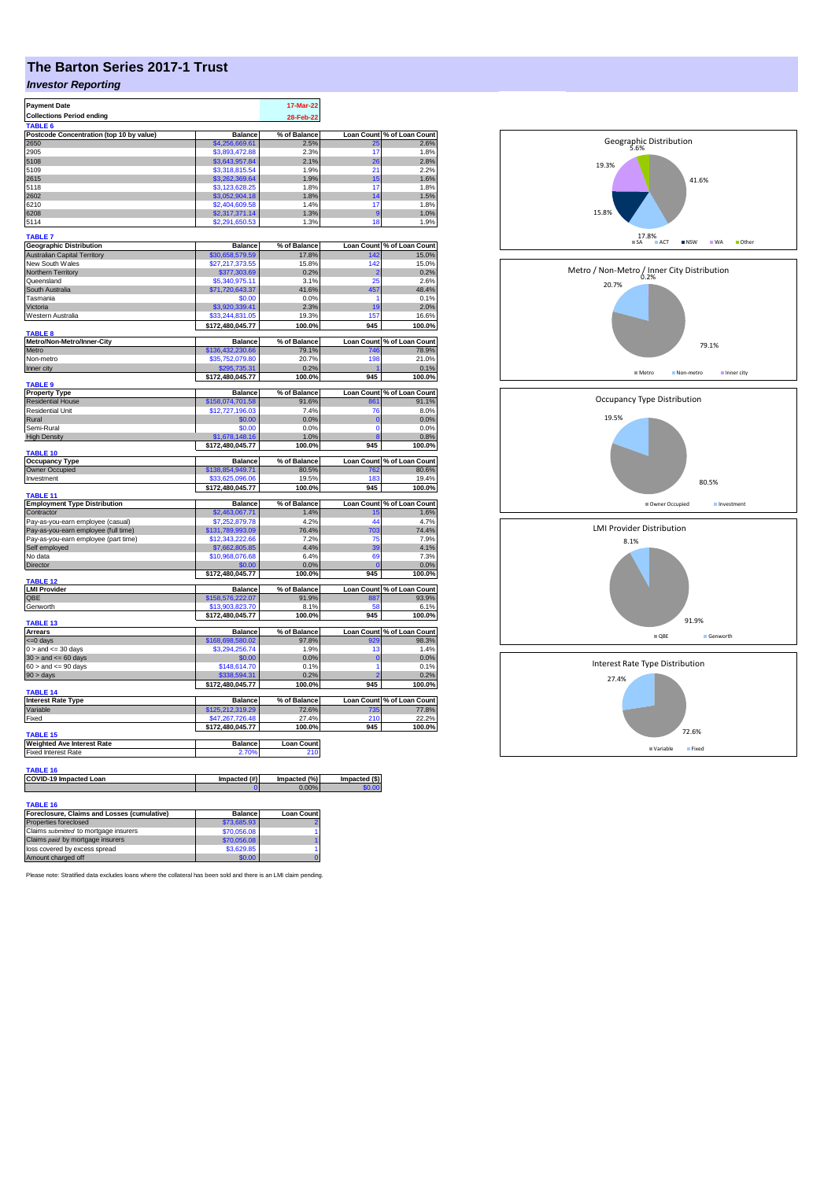# The Barton Series 2017-1 Trust

## *Investor Reporting*

| | |
|---|---|
| **Payment Date** | **17-Mar-22** |
| **Collections Period ending** | **28-Feb-22** |

**TABLE 6**

| Postcode Concentration (top 10 by value) | Balance | % of Balance | Loan Count | % of Loan Count |
|---|---|---|---|---|
| 2650 | $4,256,669.61 | 2.5% | 25 | 2.6% |
| 2905 | $3,893,472.88 | 2.3% | 17 | 1.8% |
| 5108 | $3,643,957.84 | 2.1% | 26 | 2.8% |
| 5109 | $3,318,815.54 | 1.9% | 21 | 2.2% |
| 2615 | $3,262,369.64 | 1.9% | 15 | 1.6% |
| 5118 | $3,123,628.25 | 1.8% | 17 | 1.8% |
| 2602 | $3,052,904.18 | 1.8% | 14 | 1.5% |
| 6210 | $2,404,609.58 | 1.4% | 17 | 1.8% |
| 6208 | $2,317,371.14 | 1.3% | 9 | 1.0% |
| 5114 | $2,291,650.53 | 1.3% | 18 | 1.9% |

**TABLE 7**

| Geographic Distribution | Balance | % of Balance | Loan Count | % of Loan Count |
|---|---|---|---|---|
| Australian Capital Territory | $30,658,579.59 | 17.8% | 142 | 15.0% |
| New South Wales | $27,217,373.55 | 15.8% | 142 | 15.0% |
| Northern Territory | $377,303.69 | 0.2% | 2 | 0.2% |
| Queensland | $5,340,975.11 | 3.1% | 25 | 2.6% |
| South Australia | $71,720,643.37 | 41.6% | 457 | 48.4% |
| Tasmania | $0.00 | 0.0% | 1 | 0.1% |
| Victoria | $3,920,339.41 | 2.3% | 19 | 2.0% |
| Western Australia | $33,244,831.05 | 19.3% | 157 | 16.6% |
| | **$172,480,045.77** | **100.0%** | **945** | **100.0%** |

**TABLE 8**

| Metro/Non-Metro/Inner-City | Balance | % of Balance | Loan Count | % of Loan Count |
|---|---|---|---|---|
| Metro | $136,432,230.66 | 79.1% | 746 | 78.9% |
| Non-metro | $35,752,079.80 | 20.7% | 198 | 21.0% |
| Inner city | $295,735.31 | 0.2% | 1 | 0.1% |
| | **$172,480,045.77** | **100.0%** | **945** | **100.0%** |

**TABLE 9**

| Property Type | Balance | % of Balance | Loan Count | % of Loan Count |
|---|---|---|---|---|
| Residential House | $158,074,701.58 | 91.6% | 861 | 91.1% |
| Residential Unit | $12,727,196.03 | 7.4% | 76 | 8.0% |
| Rural | $0.00 | 0.0% | 0 | 0.0% |
| Semi-Rural | $0.00 | 0.0% | 0 | 0.0% |
| High Density | $1,678,148.16 | 1.0% | 8 | 0.8% |
| | **$172,480,045.77** | **100.0%** | **945** | **100.0%** |

**TABLE 10**

| Occupancy Type | Balance | % of Balance | Loan Count | % of Loan Count |
|---|---|---|---|---|
| Owner Occupied | $138,854,949.71 | 80.5% | 762 | 80.6% |
| Investment | $33,625,096.06 | 19.5% | 183 | 19.4% |
| | **$172,480,045.77** | **100.0%** | **945** | **100.0%** |

**TABLE 11**

| Employment Type Distribution | Balance | % of Balance | Loan Count | % of Loan Count |
|---|---|---|---|---|
| Contractor | $2,463,067.71 | 1.4% | 15 | 1.6% |
| Pay-as-you-earn employee (casual) | $7,252,879.78 | 4.2% | 44 | 4.7% |
| Pay-as-you-earn employee (full time) | $131,789,993.09 | 76.4% | 703 | 74.4% |
| Pay-as-you-earn employee (part time) | $12,343,222.66 | 7.2% | 75 | 7.9% |
| Self employed | $7,662,805.85 | 4.4% | 39 | 4.1% |
| No data | $10,968,076.68 | 6.4% | 69 | 7.3% |
| Director | $0.00 | 0.0% | 0 | 0.0% |
| | **$172,480,045.77** | **100.0%** | **945** | **100.0%** |

**TABLE 12**

| LMI Provider | Balance | % of Balance | Loan Count | % of Loan Count |
|---|---|---|---|---|
| QBE | $158,576,222.07 | 91.9% | 887 | 93.9% |
| Genworth | $13,903,823.70 | 8.1% | 58 | 6.1% |
| | **$172,480,045.77** | **100.0%** | **945** | **100.0%** |

**TABLE 13**

| Arrears | Balance | % of Balance | Loan Count | % of Loan Count |
|---|---|---|---|---|
| <=0 days | $168,698,580.02 | 97.8% | 929 | 98.3% |
| 0 > and <= 30 days | $3,294,256.74 | 1.9% | 13 | 1.4% |
| 30 > and <= 60 days | $0.00 | 0.0% | 0 | 0.0% |
| 60 > and <= 90 days | $148,614.70 | 0.1% | 1 | 0.1% |
| 90 > days | $338,594.31 | 0.2% | 2 | 0.2% |
| | **$172,480,045.77** | **100.0%** | **945** | **100.0%** |

**TABLE 14**

| Interest Rate Type | Balance | % of Balance | Loan Count | % of Loan Count |
|---|---|---|---|---|
| Variable | $125,212,319.29 | 72.6% | 735 | 77.8% |
| Fixed | $47,267,726.48 | 27.4% | 210 | 22.2% |
| | **$172,480,045.77** | **100.0%** | **945** | **100.0%** |

**TABLE 15**

| Weighted Ave Interest Rate | Balance | Loan Count |
|---|---|---|
| Fixed Interest Rate | 2.70% | 210 |

**TABLE 16**

| COVID-19 Impacted Loan | Impacted (#) | Impacted (%) | Impacted ($) |
|---|---|---|---|
| | 0 | 0.00% | $0.00 |

**TABLE 16**

| Foreclosure, Claims and Losses (cumulative) | Balance | Loan Count |
|---|---|---|
| Properties foreclosed | $73,685.93 | 2 |
| Claims *submitted* to mortgage insurers | $70,056.08 | 1 |
| Claims *paid* by mortgage insurers | $70,056.08 | 1 |
| loss covered by excess spread | $3,629.85 | 1 |
| Amount charged off | $0.00 | 0 |

Please note: Stratified data excludes loans where the collateral has been sold and there is an LMI claim pending.

Geographic Distribution
5.6%
19.3%
41.6%
15.8%
17.8%
SA ACT NSW WA Other

Metro / Non-Metro / Inner City Distribution
0.2%
20.7%
79.1%
Metro Non-metro Inner city

Occupancy Type Distribution
19.5%
80.5%
Owner Occupied Investment

LMI Provider Distribution
8.1%
91.9%
QBE Genworth

Interest Rate Type Distribution
27.4%
72.6%
Variable Fixed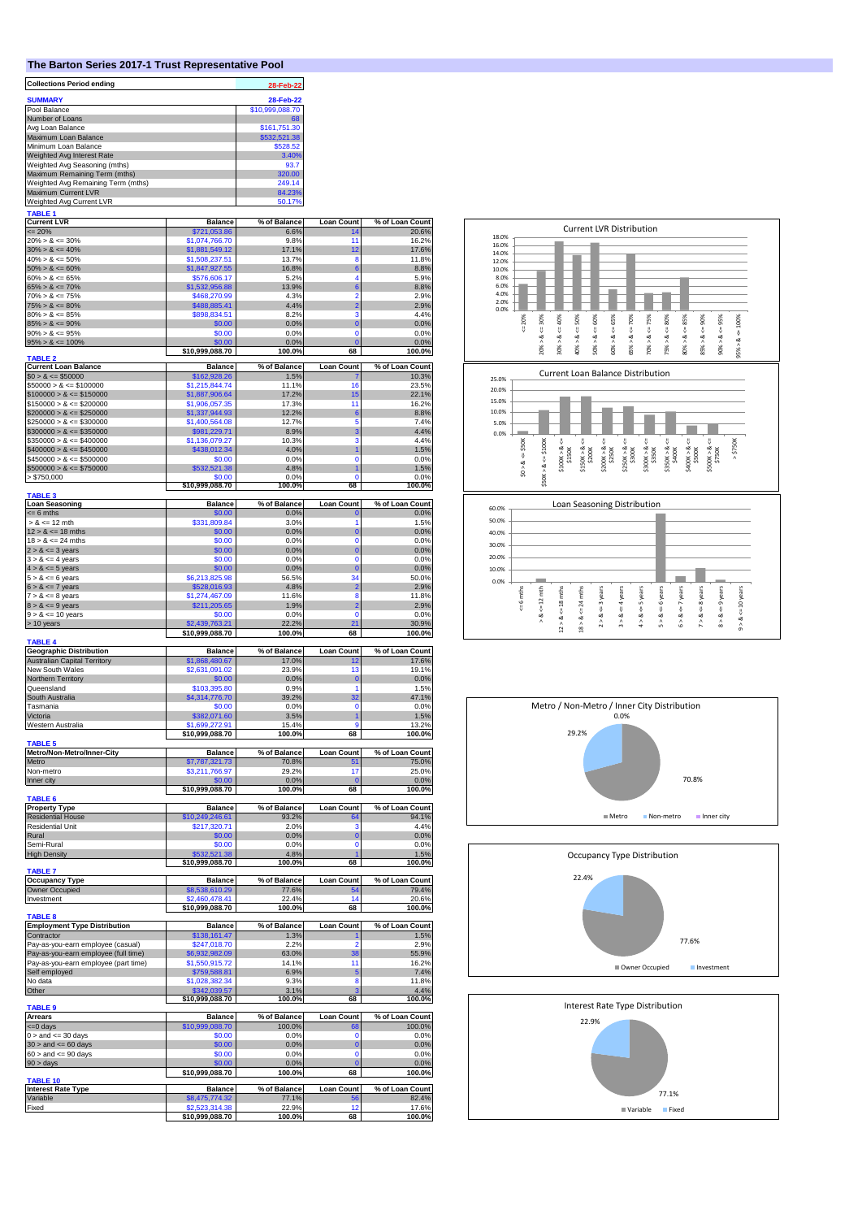# The Barton Series 2017-1 Trust Representative Pool

| Collections Period ending | 28-Feb-22 |
|---|---|

| SUMMARY | 28-Feb-22 |
|---|---|
| Pool Balance | $10,999,088.70 |
| Number of Loans | 68 |
| Avg Loan Balance | $161,751.30 |
| Maximum Loan Balance | $532,521.38 |
| Minimum Loan Balance | $528.52 |
| Weighted Avg Interest Rate | 3.40% |
| Weighted Avg Seasoning (mths) | 93.7 |
| Maximum Remaining Term (mths) | 320.00 |
| Weighted Avg Remaining Term (mths) | 249.14 |
| Maximum Current LVR | 84.23% |
| Weighted Avg Current LVR | 50.17% |

**TABLE 1**

| Current LVR | Balance | % of Balance | Loan Count | % of Loan Count |
|---|---|---|---|---|
| <= 20% | $721,053.86 | 6.6% | 14 | 20.6% |
| 20% > & <= 30% | $1,074,766.70 | 9.8% | 11 | 16.2% |
| 30% > & <= 40% | $1,881,549.12 | 17.1% | 12 | 17.6% |
| 40% > & <= 50% | $1,508,237.51 | 13.7% | 8 | 11.8% |
| 50% > & <= 60% | $1,847,927.55 | 16.8% | 6 | 8.8% |
| 60% > & <= 65% | $576,606.17 | 5.2% | 4 | 5.9% |
| 65% > & <= 70% | $1,532,956.88 | 13.9% | 6 | 8.8% |
| 70% > & <= 75% | $468,270.99 | 4.3% | 2 | 2.9% |
| 75% > & <= 80% | $488,885.41 | 4.4% | 2 | 2.9% |
| 80% > & <= 85% | $898,834.51 | 8.2% | 3 | 4.4% |
| 85% > & <= 90% | $0.00 | 0.0% | 0 | 0.0% |
| 90% > & <= 95% | $0.00 | 0.0% | 0 | 0.0% |
| 95% > & <= 100% | $0.00 | 0.0% | 0 | 0.0% |
| | $10,999,088.70 | 100.0% | 68 | 100.0% |

**TABLE 2**

| Current Loan Balance | Balance | % of Balance | Loan Count | % of Loan Count |
|---|---|---|---|---|
| $0 > & <= $50000 | $162,928.26 | 1.5% | 7 | 10.3% |
| $50000 > & <= $100000 | $1,215,844.74 | 11.1% | 16 | 23.5% |
| $100000 > & <= $150000 | $1,887,906.64 | 17.2% | 15 | 22.1% |
| $150000 > & <= $200000 | $1,906,057.35 | 17.3% | 11 | 16.2% |
| $200000 > & <= $250000 | $1,337,944.93 | 12.2% | 6 | 8.8% |
| $250000 > & <= $300000 | $1,400,564.08 | 12.7% | 5 | 7.4% |
| $300000 > & <= $350000 | $981,229.71 | 8.9% | 3 | 4.4% |
| $350000 > & <= $400000 | $1,136,079.27 | 10.3% | 3 | 4.4% |
| $400000 > & <= $450000 | $438,012.34 | 4.0% | 1 | 1.5% |
| $450000 > & <= $500000 | $0.00 | 0.0% | 0 | 0.0% |
| $500000 > & <= $750000 | $532,521.38 | 4.8% | 1 | 1.5% |
| > $750,000 | $0.00 | 0.0% | 0 | 0.0% |
| | $10,999,088.70 | 100.0% | 68 | 100.0% |

**TABLE 3**

| Loan Seasoning | Balance | % of Balance | Loan Count | % of Loan Count |
|---|---|---|---|---|
| <= 6 mths | $0.00 | 0.0% | 0 | 0.0% |
| > & <= 12 mth | $331,809.84 | 3.0% | 1 | 1.5% |
| 12 > & <= 18 mths | $0.00 | 0.0% | 0 | 0.0% |
| 18 > & <= 24 mths | $0.00 | 0.0% | 0 | 0.0% |
| 2 > & <= 3 years | $0.00 | 0.0% | 0 | 0.0% |
| 3 > & <= 4 years | $0.00 | 0.0% | 0 | 0.0% |
| 4 > & <= 5 years | $0.00 | 0.0% | 0 | 0.0% |
| 5 > & <= 6 years | $6,213,825.98 | 56.5% | 34 | 50.0% |
| 6 > & <= 7 years | $528,016.93 | 4.8% | 2 | 2.9% |
| 7 > & <= 8 years | $1,274,467.09 | 11.6% | 8 | 11.8% |
| 8 > & <= 9 years | $211,205.65 | 1.9% | 2 | 2.9% |
| 9 > & <= 10 years | $0.00 | 0.0% | 0 | 0.0% |
| > 10 years | $2,439,763.21 | 22.2% | 21 | 30.9% |
| | $10,999,088.70 | 100.0% | 68 | 100.0% |

**TABLE 4**

| Geographic Distribution | Balance | % of Balance | Loan Count | % of Loan Count |
|---|---|---|---|---|
| Australian Capital Territory | $1,868,480.67 | 17.0% | 12 | 17.6% |
| New South Wales | $2,631,091.02 | 23.9% | 13 | 19.1% |
| Northern Territory | $0.00 | 0.0% | 0 | 0.0% |
| Queensland | $103,395.80 | 0.9% | 1 | 1.5% |
| South Australia | $4,314,776.70 | 39.2% | 32 | 47.1% |
| Tasmania | $0.00 | 0.0% | 0 | 0.0% |
| Victoria | $382,071.60 | 3.5% | 1 | 1.5% |
| Western Australia | $1,699,272.91 | 15.4% | 9 | 13.2% |
| | $10,999,088.70 | 100.0% | 68 | 100.0% |

**TABLE 5**

| Metro/Non-Metro/Inner-City | Balance | % of Balance | Loan Count | % of Loan Count |
|---|---|---|---|---|
| Metro | $7,787,321.73 | 70.8% | 51 | 75.0% |
| Non-metro | $3,211,766.97 | 29.2% | 17 | 25.0% |
| Inner city | $0.00 | 0.0% | 0 | 0.0% |
| | $10,999,088.70 | 100.0% | 68 | 100.0% |

**TABLE 6**

| Property Type | Balance | % of Balance | Loan Count | % of Loan Count |
|---|---|---|---|---|
| Residential House | $10,249,246.61 | 93.2% | 64 | 94.1% |
| Residential Unit | $217,320.71 | 2.0% | 3 | 4.4% |
| Rural | $0.00 | 0.0% | 0 | 0.0% |
| Semi-Rural | $0.00 | 0.0% | 0 | 0.0% |
| High Density | $532,521.38 | 4.8% | 1 | 1.5% |
| | $10,999,088.70 | 100.0% | 68 | 100.0% |

**TABLE 7**

| Occupancy Type | Balance | % of Balance | Loan Count | % of Loan Count |
|---|---|---|---|---|
| Owner Occupied | $8,538,610.29 | 77.6% | 54 | 79.4% |
| Investment | $2,460,478.41 | 22.4% | 14 | 20.6% |
| | $10,999,088.70 | 100.0% | 68 | 100.0% |

**TABLE 8**

| Employment Type Distribution | Balance | % of Balance | Loan Count | % of Loan Count |
|---|---|---|---|---|
| Contractor | $138,161.47 | 1.3% | 1 | 1.5% |
| Pay-as-you-earn employee (casual) | $247,018.70 | 2.2% | 2 | 2.9% |
| Pay-as-you-earn employee (full time) | $6,932,982.09 | 63.0% | 38 | 55.9% |
| Pay-as-you-earn employee (part time) | $1,550,915.72 | 14.1% | 11 | 16.2% |
| Self employed | $759,588.81 | 6.9% | 5 | 7.4% |
| No data | $1,028,382.34 | 9.3% | 8 | 11.8% |
| Other | $342,039.57 | 3.1% | 3 | 4.4% |
| | $10,999,088.70 | 100.0% | 68 | 100.0% |

**TABLE 9**

| Arrears | Balance | % of Balance | Loan Count | % of Loan Count |
|---|---|---|---|---|
| <=0 days | $10,999,088.70 | 100.0% | 68 | 100.0% |
| 0 > and <= 30 days | $0.00 | 0.0% | 0 | 0.0% |
| 30 > and <= 60 days | $0.00 | 0.0% | 0 | 0.0% |
| 60 > and <= 90 days | $0.00 | 0.0% | 0 | 0.0% |
| 90 > days | $0.00 | 0.0% | 0 | 0.0% |
| | $10,999,088.70 | 100.0% | 68 | 100.0% |

**TABLE 10**

| Interest Rate Type | Balance | % of Balance | Loan Count | % of Loan Count |
|---|---|---|---|---|
| Variable | $8,475,774.32 | 77.1% | 56 | 82.4% |
| Fixed | $2,523,314.38 | 22.9% | 12 | 17.6% |
| | $10,999,088.70 | 100.0% | 68 | 100.0% |

Current LVR Distribution
18.0%
16.0%
14.0%
12.0%
10.0%
8.0%
6.0%
4.0%
2.0%
0.0%
<= 20%
20% > & <= 30%
30% > & <= 40%
40% > & <= 50%
50% > & <= 60%
60% > & <= 65%
65% > & <= 70%
70% > & <= 75%
75% > & <= 80%
80% > & <= 85%
85% > & <= 90%
90% > & <= 95%
95% > & <= 100%

Current Loan Balance Distribution
25.0%
20.0%
15.0%
10.0%
5.0%
0.0%
$0 > & <= $50K
$50K > & <= $100K
$100K > & <= $150K
$150K > & <= $200K
$200K > & <= $250K
$250K > & <= $300K
$300K > & <= $350K
$350K > & <= $400K
$400K > & <= $500K
$500K > & <= $750K
> $750K

Loan Seasoning Distribution
60.0%
50.0%
40.0%
30.0%
20.0%
10.0%
0.0%
<= 6 mths
> & <= 12 mth
12 > & <= 18 mths
18 > & <= 24 mths
2 > & <= 3 years
3 > & <= 4 years
4 > & <= 5 years
5 > & <= 6 years
6 > & <= 7 years
7 > & <= 8 years
8 > & <= 9 years
9 > & <= 10 years

Metro / Non-Metro / Inner City Distribution
0.0%
29.2%
70.8%
Metro
Non-metro
Inner city

Occupancy Type Distribution
22.4%
77.6%
Owner Occupied
Investment

Interest Rate Type Distribution
22.9%
77.1%
Variable
Fixed